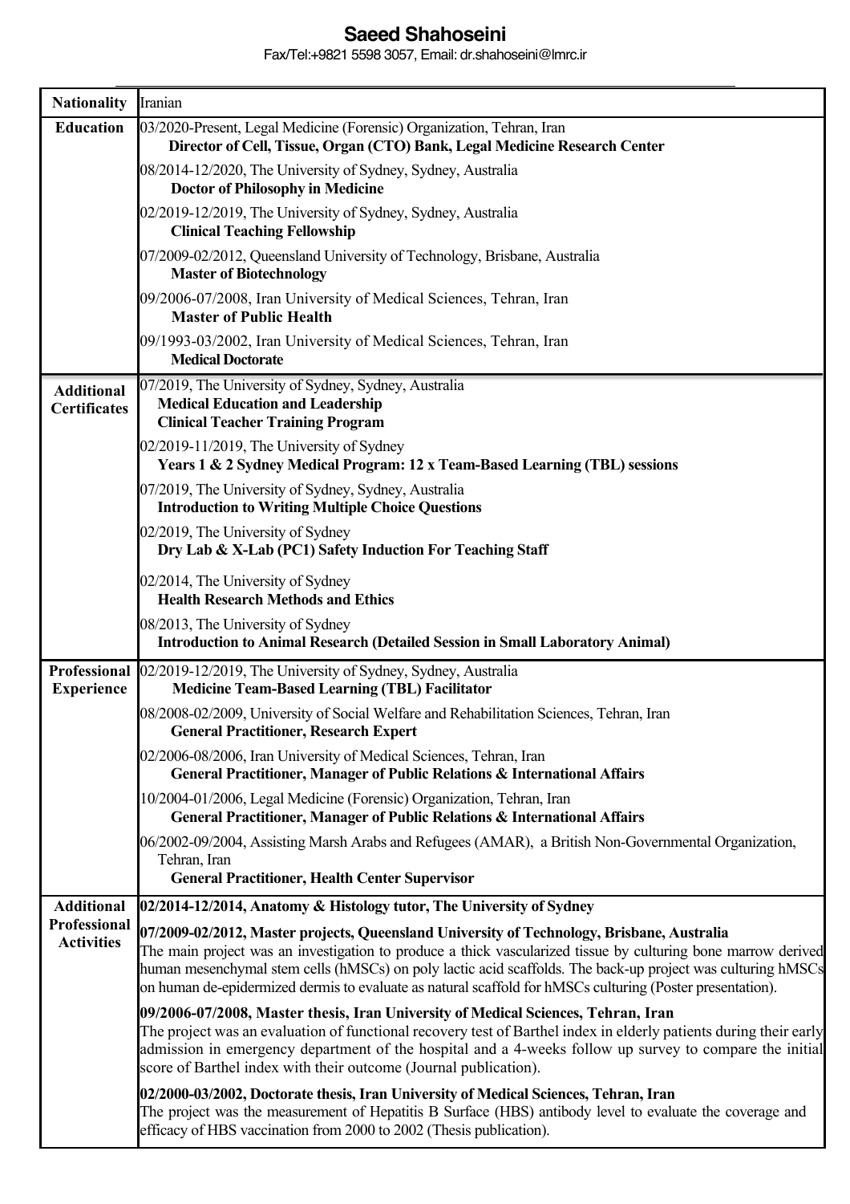# Saeed Shahoseini

Fax/Tel:+9821 5598 3057, Email: dr.shahoseini@lmrc.ir

| | |
|---|---|
| **Nationality** | Iranian |
| **Education** | 03/2020-Present, Legal Medicine (Forensic) Organization, Tehran, Iran<br>**Director of Cell, Tissue, Organ (CTO) Bank, Legal Medicine Research Center**<br><br>08/2014-12/2020, The University of Sydney, Sydney, Australia<br>**Doctor of Philosophy in Medicine**<br><br>02/2019-12/2019, The University of Sydney, Sydney, Australia<br>**Clinical Teaching Fellowship**<br><br>07/2009-02/2012, Queensland University of Technology, Brisbane, Australia<br>**Master of Biotechnology**<br><br>09/2006-07/2008, Iran University of Medical Sciences, Tehran, Iran<br>**Master of Public Health**<br><br>09/1993-03/2002, Iran University of Medical Sciences, Tehran, Iran<br>**Medical Doctorate** |
| **Additional Certificates** | 07/2019, The University of Sydney, Sydney, Australia<br>**Medical Education and Leadership**<br>**Clinical Teacher Training Program**<br><br>02/2019-11/2019, The University of Sydney<br>**Years 1 & 2 Sydney Medical Program: 12 x Team-Based Learning (TBL) sessions**<br><br>07/2019, The University of Sydney, Sydney, Australia<br>**Introduction to Writing Multiple Choice Questions**<br><br>02/2019, The University of Sydney<br>**Dry Lab & X-Lab (PC1) Safety Induction For Teaching Staff**<br><br>02/2014, The University of Sydney<br>**Health Research Methods and Ethics**<br><br>08/2013, The University of Sydney<br>**Introduction to Animal Research (Detailed Session in Small Laboratory Animal)** |
| **Professional Experience** | 02/2019-12/2019, The University of Sydney, Sydney, Australia<br>**Medicine Team-Based Learning (TBL) Facilitator**<br><br>08/2008-02/2009, University of Social Welfare and Rehabilitation Sciences, Tehran, Iran<br>**General Practitioner, Research Expert**<br><br>02/2006-08/2006, Iran University of Medical Sciences, Tehran, Iran<br>**General Practitioner, Manager of Public Relations & International Affairs**<br><br>10/2004-01/2006, Legal Medicine (Forensic) Organization, Tehran, Iran<br>**General Practitioner, Manager of Public Relations & International Affairs**<br><br>06/2002-09/2004, Assisting Marsh Arabs and Refugees (AMAR), a British Non-Governmental Organization, Tehran, Iran<br>**General Practitioner, Health Center Supervisor** |
| **Additional Professional Activities** | **02/2014-12/2014, Anatomy & Histology tutor, The University of Sydney**<br><br>**07/2009-02/2012, Master projects, Queensland University of Technology, Brisbane, Australia**<br>The main project was an investigation to produce a thick vascularized tissue by culturing bone marrow derived human mesenchymal stem cells (hMSCs) on poly lactic acid scaffolds. The back-up project was culturing hMSCs on human de-epidermized dermis to evaluate as natural scaffold for hMSCs culturing (Poster presentation).<br><br>**09/2006-07/2008, Master thesis, Iran University of Medical Sciences, Tehran, Iran**<br>The project was an evaluation of functional recovery test of Barthel index in elderly patients during their early admission in emergency department of the hospital and a 4-weeks follow up survey to compare the initial score of Barthel index with their outcome (Journal publication).<br><br>**02/2000-03/2002, Doctorate thesis, Iran University of Medical Sciences, Tehran, Iran**<br>The project was the measurement of Hepatitis B Surface (HBS) antibody level to evaluate the coverage and efficacy of HBS vaccination from 2000 to 2002 (Thesis publication). |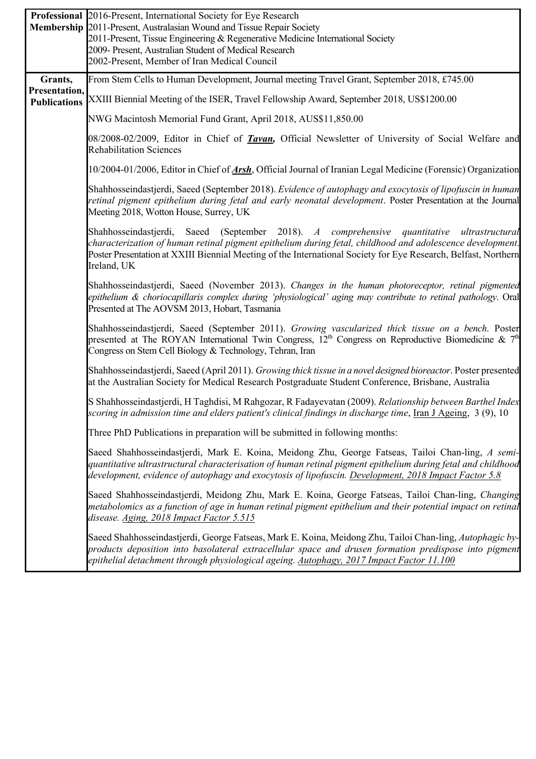| | |
|---|---|
| **Professional Membership** | 2016-Present, International Society for Eye Research<br>2011-Present, Australasian Wound and Tissue Repair Society<br>2011-Present, Tissue Engineering & Regenerative Medicine International Society<br>2009- Present, Australian Student of Medical Research<br>2002-Present, Member of Iran Medical Council |
| **Grants, Presentation, Publications** | From Stem Cells to Human Development, Journal meeting Travel Grant, September 2018, £745.00<br><br>XXIII Biennial Meeting of the ISER, Travel Fellowship Award, September 2018, US$1200.00<br><br>NWG Macintosh Memorial Fund Grant, April 2018, AUS$11,850.00<br><br>08/2008-02/2009, Editor in Chief of ***Tavan,*** Official Newsletter of University of Social Welfare and Rehabilitation Sciences<br><br>10/2004-01/2006, Editor in Chief of ***Arsh***, Official Journal of Iranian Legal Medicine (Forensic) Organization<br><br>Shahhosseindastjerdi, Saeed (September 2018). *Evidence of autophagy and exocytosis of lipofuscin in human retinal pigment epithelium during fetal and early neonatal development*. Poster Presentation at the Journal Meeting 2018, Wotton House, Surrey, UK<br><br>Shahhosseindastjerdi, Saeed (September 2018). *A comprehensive quantitative ultrastructural characterization of human retinal pigment epithelium during fetal, childhood and adolescence development*. Poster Presentation at XXIII Biennial Meeting of the International Society for Eye Research, Belfast, Northern Ireland, UK<br><br>Shahhosseindastjerdi, Saeed (November 2013). *Changes in the human photoreceptor, retinal pigmented epithelium & choriocapillaris complex during 'physiological' aging may contribute to retinal pathology*. Oral Presented at The AOVSM 2013, Hobart, Tasmania<br><br>Shahhosseindastjerdi, Saeed (September 2011). *Growing vascularized thick tissue on a bench*. Poster presented at The ROYAN International Twin Congress, 12th Congress on Reproductive Biomedicine & 7th Congress on Stem Cell Biology & Technology, Tehran, Iran<br><br>Shahhosseindastjerdi, Saeed (April 2011). *Growing thick tissue in a novel designed bioreactor*. Poster presented at the Australian Society for Medical Research Postgraduate Student Conference, Brisbane, Australia<br><br>S Shahhosseindastjerdi, H Taghdisi, M Rahgozar, R Fadayevatan (2009). *Relationship between Barthel Index scoring in admission time and elders patient's clinical findings in discharge time*, Iran J Ageing, 3 (9), 10<br><br>Three PhD Publications in preparation will be submitted in following months:<br><br>Saeed Shahhosseindastjerdi, Mark E. Koina, Meidong Zhu, George Fatseas, Tailoi Chan-ling, *A semi-quantitative ultrastructural characterisation of human retinal pigment epithelium during fetal and childhood development, evidence of autophagy and exocytosis of lipofuscin. Development, 2018 Impact Factor 5.8*<br><br>Saeed Shahhosseindastjerdi, Meidong Zhu, Mark E. Koina, George Fatseas, Tailoi Chan-ling, *Changing metabolomics as a function of age in human retinal pigment epithelium and their potential impact on retinal disease. Aging, 2018 Impact Factor 5.515*<br><br>Saeed Shahhosseindastjerdi, George Fatseas, Mark E. Koina, Meidong Zhu, Tailoi Chan-ling, *Autophagic by-products deposition into basolateral extracellular space and drusen formation predispose into pigment epithelial detachment through physiological ageing. Autophagy, 2017 Impact Factor 11.100* |